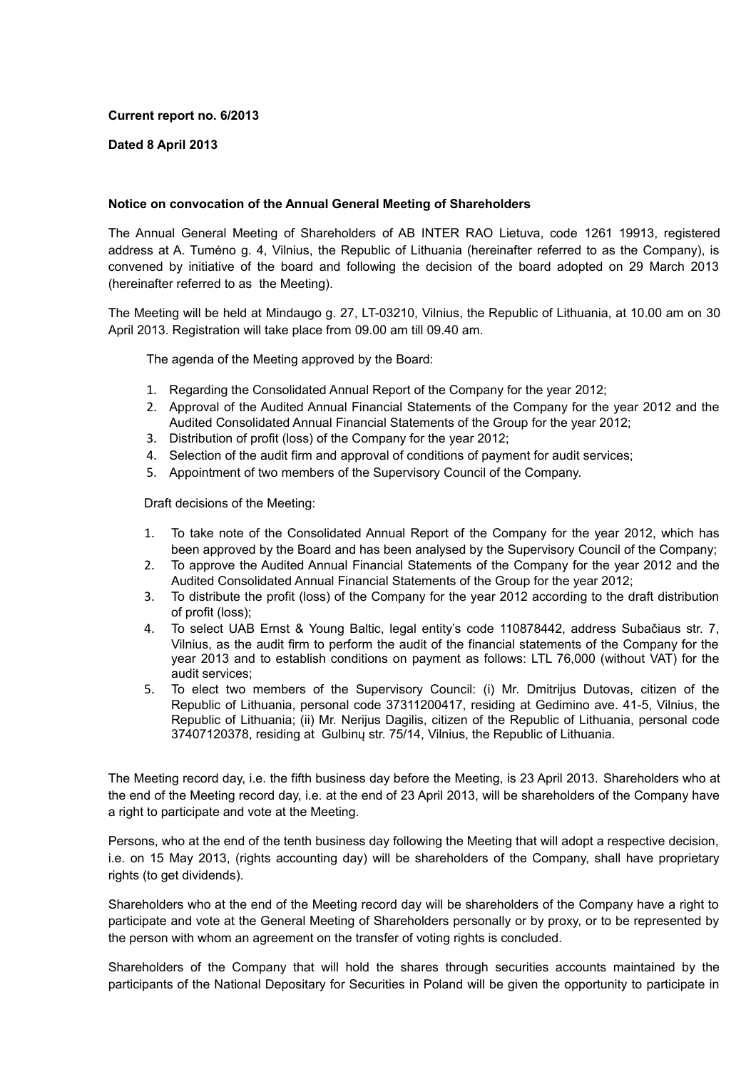**Current report no. 6/2013**

**Dated 8 April 2013**

**Notice on convocation of the Annual General Meeting of Shareholders**

The Annual General Meeting of Shareholders of AB INTER RAO Lietuva, code 1261 19913, registered address at A. Tumėno g. 4, Vilnius, the Republic of Lithuania (hereinafter referred to as the Company), is convened by initiative of the board and following the decision of the board adopted on 29 March 2013 (hereinafter referred to as the Meeting).

The Meeting will be held at Mindaugo g. 27, LT-03210, Vilnius, the Republic of Lithuania, at 10.00 am on 30 April 2013. Registration will take place from 09.00 am till 09.40 am.

The agenda of the Meeting approved by the Board:

1. Regarding the Consolidated Annual Report of the Company for the year 2012;
2. Approval of the Audited Annual Financial Statements of the Company for the year 2012 and the Audited Consolidated Annual Financial Statements of the Group for the year 2012;
3. Distribution of profit (loss) of the Company for the year 2012;
4. Selection of the audit firm and approval of conditions of payment for audit services;
5. Appointment of two members of the Supervisory Council of the Company.

Draft decisions of the Meeting:

1. To take note of the Consolidated Annual Report of the Company for the year 2012, which has been approved by the Board and has been analysed by the Supervisory Council of the Company;
2. To approve the Audited Annual Financial Statements of the Company for the year 2012 and the Audited Consolidated Annual Financial Statements of the Group for the year 2012;
3. To distribute the profit (loss) of the Company for the year 2012 according to the draft distribution of profit (loss);
4. To select UAB Ernst & Young Baltic, legal entity's code 110878442, address Subačiaus str. 7, Vilnius, as the audit firm to perform the audit of the financial statements of the Company for the year 2013 and to establish conditions on payment as follows: LTL 76,000 (without VAT) for the audit services;
5. To elect two members of the Supervisory Council: (i) Mr. Dmitrijus Dutovas, citizen of the Republic of Lithuania, personal code 37311200417, residing at Gedimino ave. 41-5, Vilnius, the Republic of Lithuania; (ii) Mr. Nerijus Dagilis, citizen of the Republic of Lithuania, personal code 37407120378, residing at Gulbinų str. 75/14, Vilnius, the Republic of Lithuania.

The Meeting record day, i.e. the fifth business day before the Meeting, is 23 April 2013. Shareholders who at the end of the Meeting record day, i.e. at the end of 23 April 2013, will be shareholders of the Company have a right to participate and vote at the Meeting.

Persons, who at the end of the tenth business day following the Meeting that will adopt a respective decision, i.e. on 15 May 2013, (rights accounting day) will be shareholders of the Company, shall have proprietary rights (to get dividends).

Shareholders who at the end of the Meeting record day will be shareholders of the Company have a right to participate and vote at the General Meeting of Shareholders personally or by proxy, or to be represented by the person with whom an agreement on the transfer of voting rights is concluded.

Shareholders of the Company that will hold the shares through securities accounts maintained by the participants of the National Depositary for Securities in Poland will be given the opportunity to participate in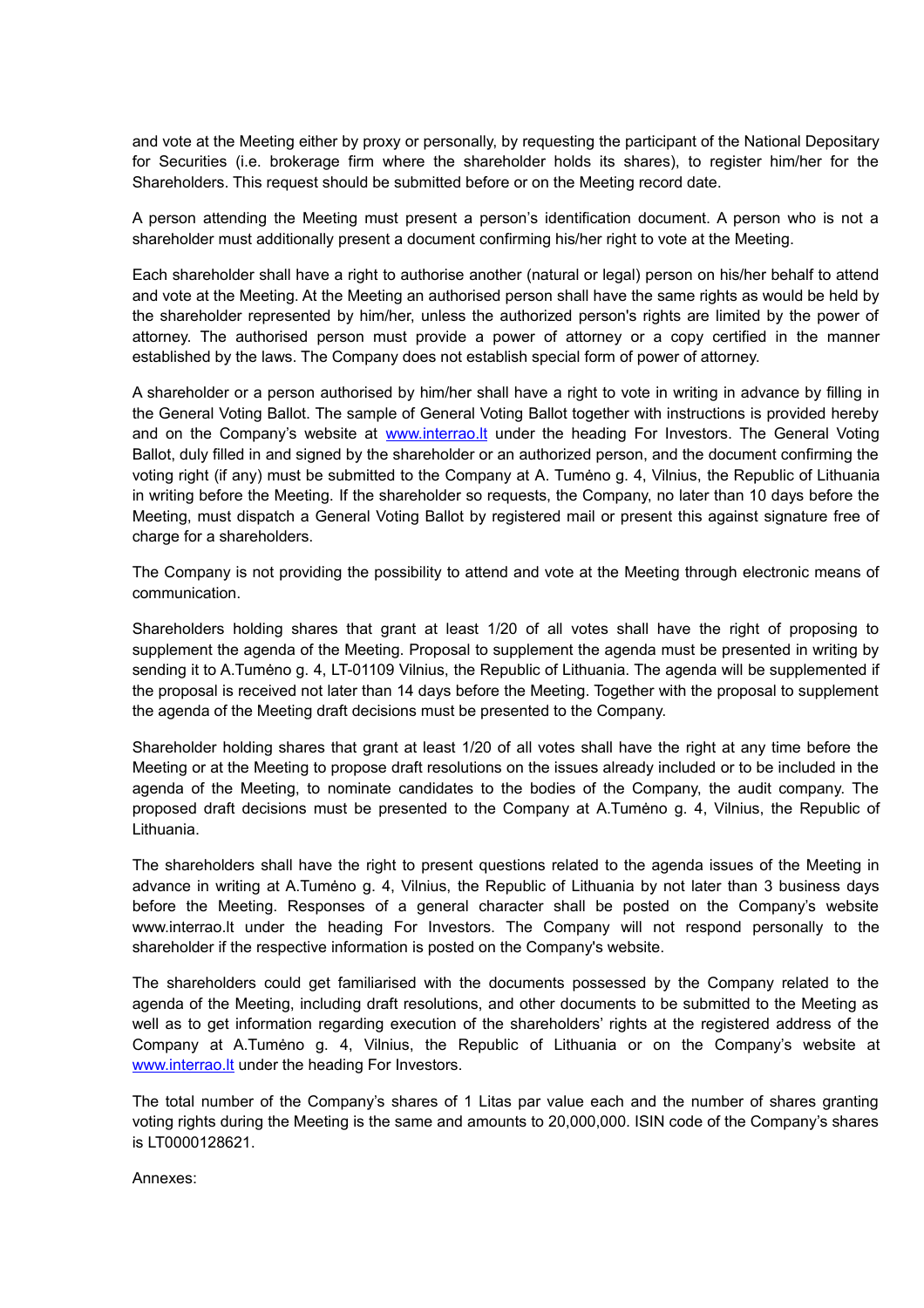and vote at the Meeting either by proxy or personally, by requesting the participant of the National Depositary for Securities (i.e. brokerage firm where the shareholder holds its shares), to register him/her for the Shareholders. This request should be submitted before or on the Meeting record date.

A person attending the Meeting must present a person's identification document. A person who is not a shareholder must additionally present a document confirming his/her right to vote at the Meeting.

Each shareholder shall have a right to authorise another (natural or legal) person on his/her behalf to attend and vote at the Meeting. At the Meeting an authorised person shall have the same rights as would be held by the shareholder represented by him/her, unless the authorized person's rights are limited by the power of attorney. The authorised person must provide a power of attorney or a copy certified in the manner established by the laws. The Company does not establish special form of power of attorney.

A shareholder or a person authorised by him/her shall have a right to vote in writing in advance by filling in the General Voting Ballot. The sample of General Voting Ballot together with instructions is provided hereby and on the Company's website at www.interrao.lt under the heading For Investors. The General Voting Ballot, duly filled in and signed by the shareholder or an authorized person, and the document confirming the voting right (if any) must be submitted to the Company at A. Tumėno g. 4, Vilnius, the Republic of Lithuania in writing before the Meeting. If the shareholder so requests, the Company, no later than 10 days before the Meeting, must dispatch a General Voting Ballot by registered mail or present this against signature free of charge for a shareholders.

The Company is not providing the possibility to attend and vote at the Meeting through electronic means of communication.

Shareholders holding shares that grant at least 1/20 of all votes shall have the right of proposing to supplement the agenda of the Meeting. Proposal to supplement the agenda must be presented in writing by sending it to A.Tumėno g. 4, LT-01109 Vilnius, the Republic of Lithuania. The agenda will be supplemented if the proposal is received not later than 14 days before the Meeting. Together with the proposal to supplement the agenda of the Meeting draft decisions must be presented to the Company.

Shareholder holding shares that grant at least 1/20 of all votes shall have the right at any time before the Meeting or at the Meeting to propose draft resolutions on the issues already included or to be included in the agenda of the Meeting, to nominate candidates to the bodies of the Company, the audit company. The proposed draft decisions must be presented to the Company at A.Tumėno g. 4, Vilnius, the Republic of Lithuania.

The shareholders shall have the right to present questions related to the agenda issues of the Meeting in advance in writing at A.Tumėno g. 4, Vilnius, the Republic of Lithuania by not later than 3 business days before the Meeting. Responses of a general character shall be posted on the Company's website www.interrao.lt under the heading For Investors. The Company will not respond personally to the shareholder if the respective information is posted on the Company's website.

The shareholders could get familiarised with the documents possessed by the Company related to the agenda of the Meeting, including draft resolutions, and other documents to be submitted to the Meeting as well as to get information regarding execution of the shareholders' rights at the registered address of the Company at A.Tumėno g. 4, Vilnius, the Republic of Lithuania or on the Company's website at www.interrao.lt under the heading For Investors.

The total number of the Company's shares of 1 Litas par value each and the number of shares granting voting rights during the Meeting is the same and amounts to 20,000,000. ISIN code of the Company's shares is LT0000128621.

Annexes: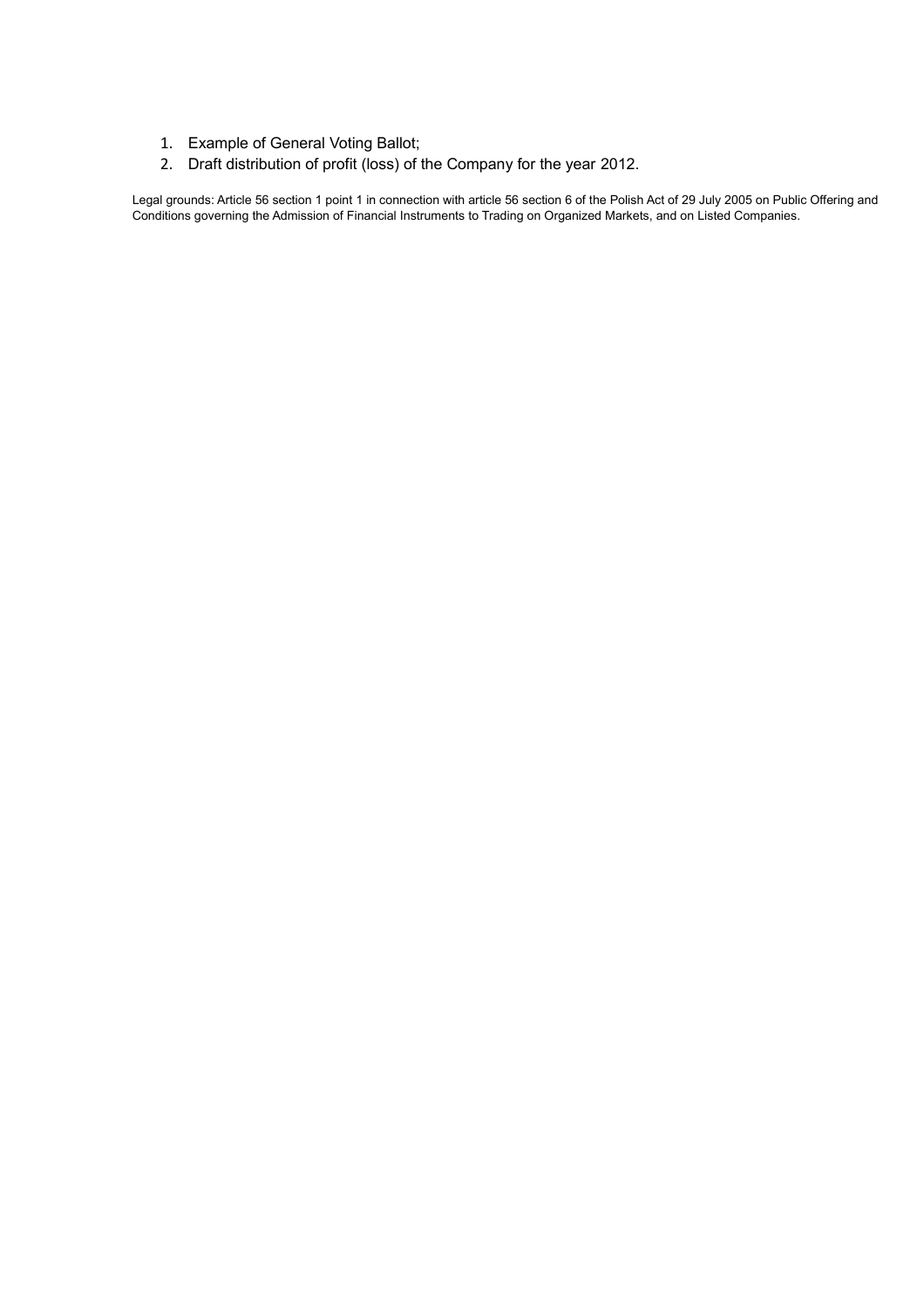1. Example of General Voting Ballot;
2. Draft distribution of profit (loss) of the Company for the year 2012.

Legal grounds: Article 56 section 1 point 1 in connection with article 56 section 6 of the Polish Act of 29 July 2005 on Public Offering and Conditions governing the Admission of Financial Instruments to Trading on Organized Markets, and on Listed Companies.